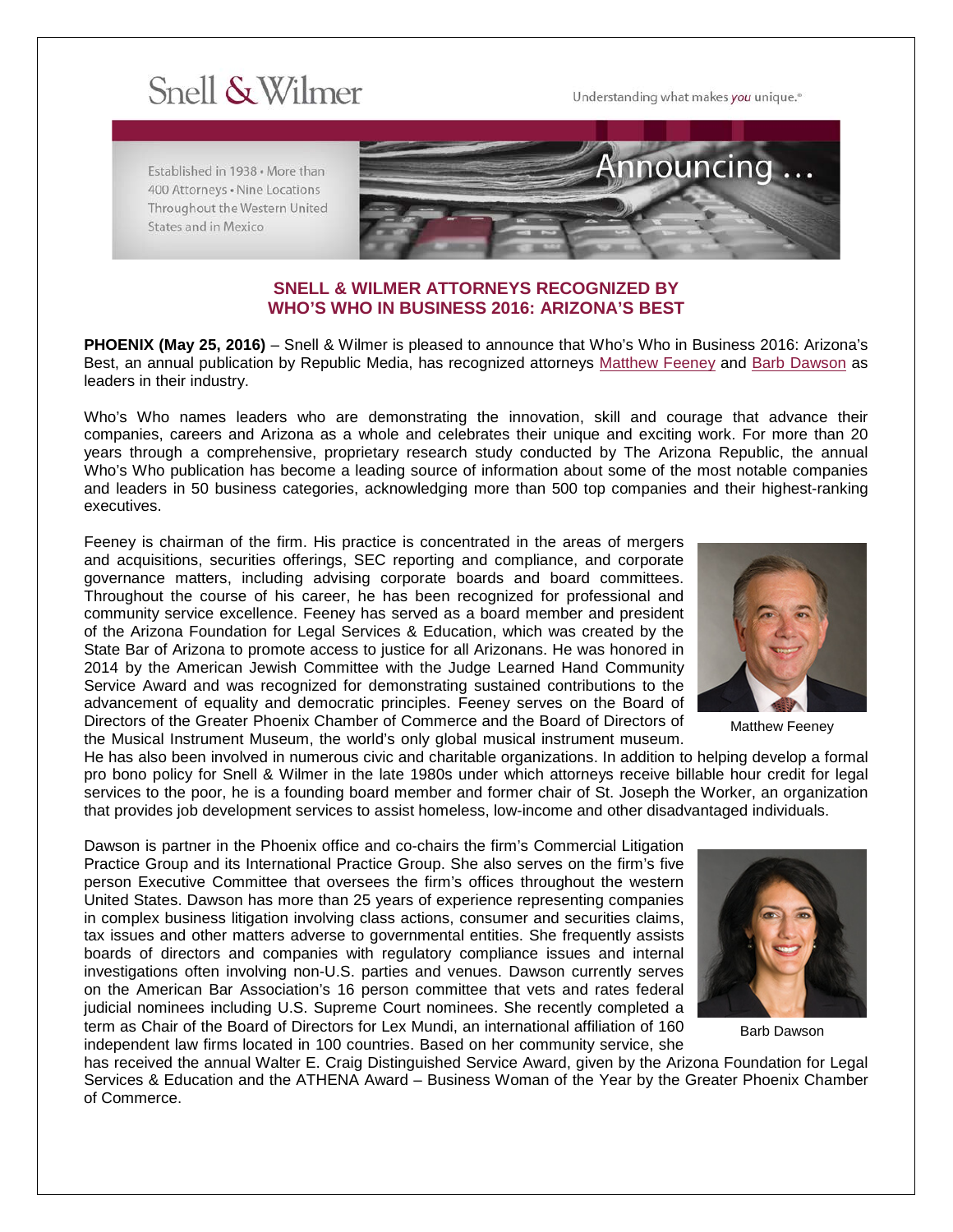Snell & Wilmer

Understanding what makes *you* unique.®

Established in 1938 • More than 400 Attorneys • Nine Locations Throughout the Western United States and in Mexico

Announcing …

## SNELL & WILMER ATTORNEYS RECOGNIZED BY WHO'S WHO IN BUSINESS 2016: ARIZONA'S BEST

**PHOENIX (May 25, 2016)** – Snell & Wilmer is pleased to announce that Who's Who in Business 2016: Arizona's Best, an annual publication by Republic Media, has recognized attorneys Matthew Feeney and Barb Dawson as leaders in their industry.

Who's Who names leaders who are demonstrating the innovation, skill and courage that advance their companies, careers and Arizona as a whole and celebrates their unique and exciting work. For more than 20 years through a comprehensive, proprietary research study conducted by The Arizona Republic, the annual Who's Who publication has become a leading source of information about some of the most notable companies and leaders in 50 business categories, acknowledging more than 500 top companies and their highest-ranking executives.

Feeney is chairman of the firm. His practice is concentrated in the areas of mergers and acquisitions, securities offerings, SEC reporting and compliance, and corporate governance matters, including advising corporate boards and board committees. Throughout the course of his career, he has been recognized for professional and community service excellence. Feeney has served as a board member and president of the Arizona Foundation for Legal Services & Education, which was created by the State Bar of Arizona to promote access to justice for all Arizonans. He was honored in 2014 by the American Jewish Committee with the Judge Learned Hand Community Service Award and was recognized for demonstrating sustained contributions to the advancement of equality and democratic principles. Feeney serves on the Board of Directors of the Greater Phoenix Chamber of Commerce and the Board of Directors of the Musical Instrument Museum, the world's only global musical instrument museum. He has also been involved in numerous civic and charitable organizations. In addition to helping develop a formal pro bono policy for Snell & Wilmer in the late 1980s under which attorneys receive billable hour credit for legal services to the poor, he is a founding board member and former chair of St. Joseph the Worker, an organization that provides job development services to assist homeless, low-income and other disadvantaged individuals.

Matthew Feeney

Dawson is partner in the Phoenix office and co-chairs the firm's Commercial Litigation Practice Group and its International Practice Group. She also serves on the firm's five person Executive Committee that oversees the firm's offices throughout the western United States. Dawson has more than 25 years of experience representing companies in complex business litigation involving class actions, consumer and securities claims, tax issues and other matters adverse to governmental entities. She frequently assists boards of directors and companies with regulatory compliance issues and internal investigations often involving non-U.S. parties and venues. Dawson currently serves on the American Bar Association's 16 person committee that vets and rates federal judicial nominees including U.S. Supreme Court nominees. She recently completed a term as Chair of the Board of Directors for Lex Mundi, an international affiliation of 160 independent law firms located in 100 countries. Based on her community service, she has received the annual Walter E. Craig Distinguished Service Award, given by the Arizona Foundation for Legal Services & Education and the ATHENA Award – Business Woman of the Year by the Greater Phoenix Chamber of Commerce.

Barb Dawson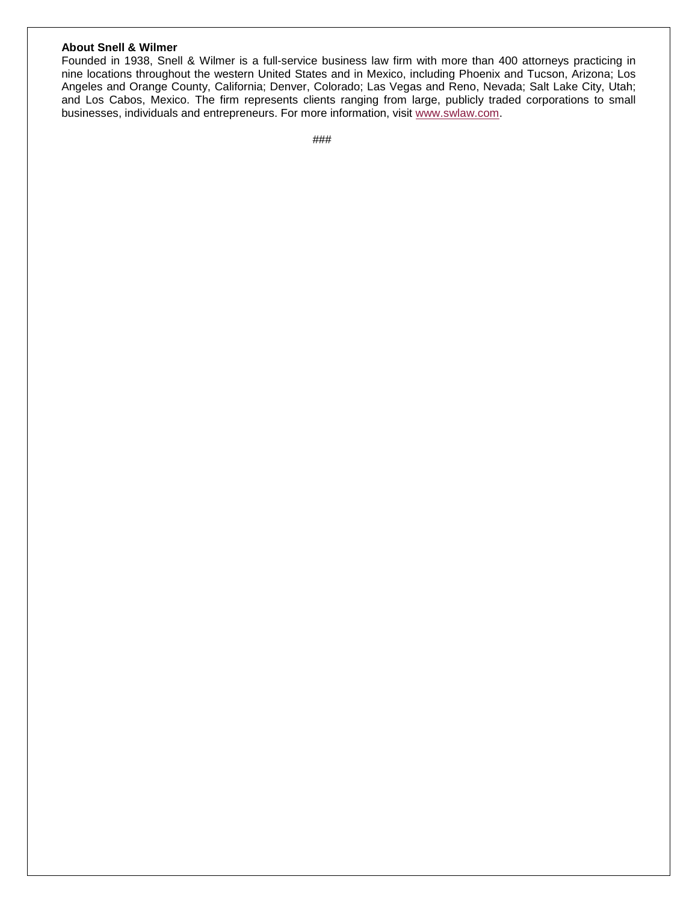**About Snell & Wilmer**

Founded in 1938, Snell & Wilmer is a full-service business law firm with more than 400 attorneys practicing in nine locations throughout the western United States and in Mexico, including Phoenix and Tucson, Arizona; Los Angeles and Orange County, California; Denver, Colorado; Las Vegas and Reno, Nevada; Salt Lake City, Utah; and Los Cabos, Mexico. The firm represents clients ranging from large, publicly traded corporations to small businesses, individuals and entrepreneurs. For more information, visit www.swlaw.com.

###